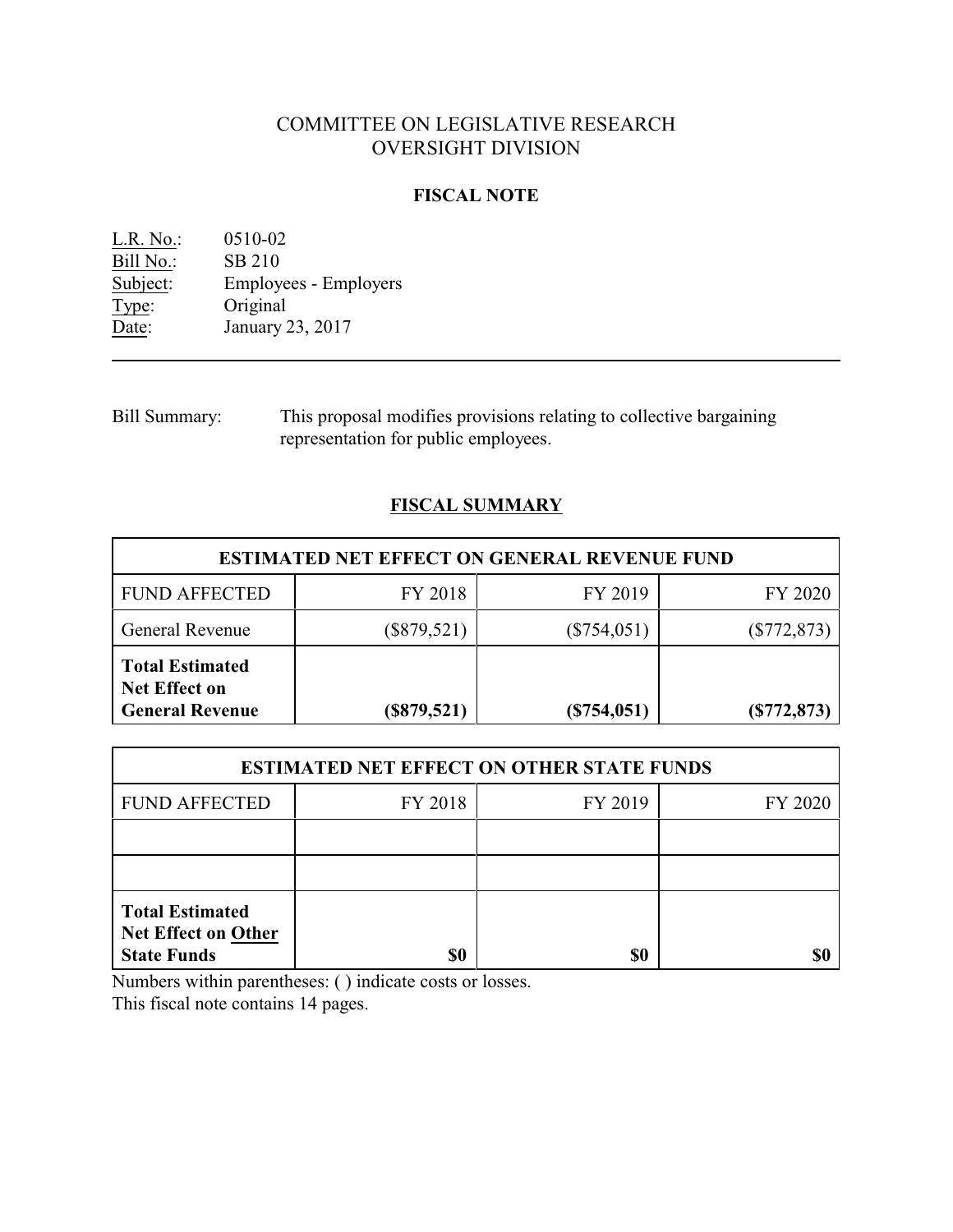# COMMITTEE ON LEGISLATIVE RESEARCH
# OVERSIGHT DIVISION

## FISCAL NOTE

L.R. No.: 0510-02
Bill No.: SB 210
Subject: Employees - Employers
Type: Original
Date: January 23, 2017

Bill Summary: This proposal modifies provisions relating to collective bargaining representation for public employees.

## FISCAL SUMMARY

| ESTIMATED NET EFFECT ON GENERAL REVENUE FUND | | | |
|---|---|---|---|
| FUND AFFECTED | FY 2018 | FY 2019 | FY 2020 |
| General Revenue | ($879,521) | ($754,051) | ($772,873) |
| **Total Estimated Net Effect on General Revenue** | **($879,521)** | **($754,051)** | **($772,873)** |

| ESTIMATED NET EFFECT ON OTHER STATE FUNDS | | | |
|---|---|---|---|
| FUND AFFECTED | FY 2018 | FY 2019 | FY 2020 |
| | | | |
| | | | |
| **Total Estimated Net Effect on Other State Funds** | **$0** | **$0** | **$0** |

Numbers within parentheses: ( ) indicate costs or losses.
This fiscal note contains 14 pages.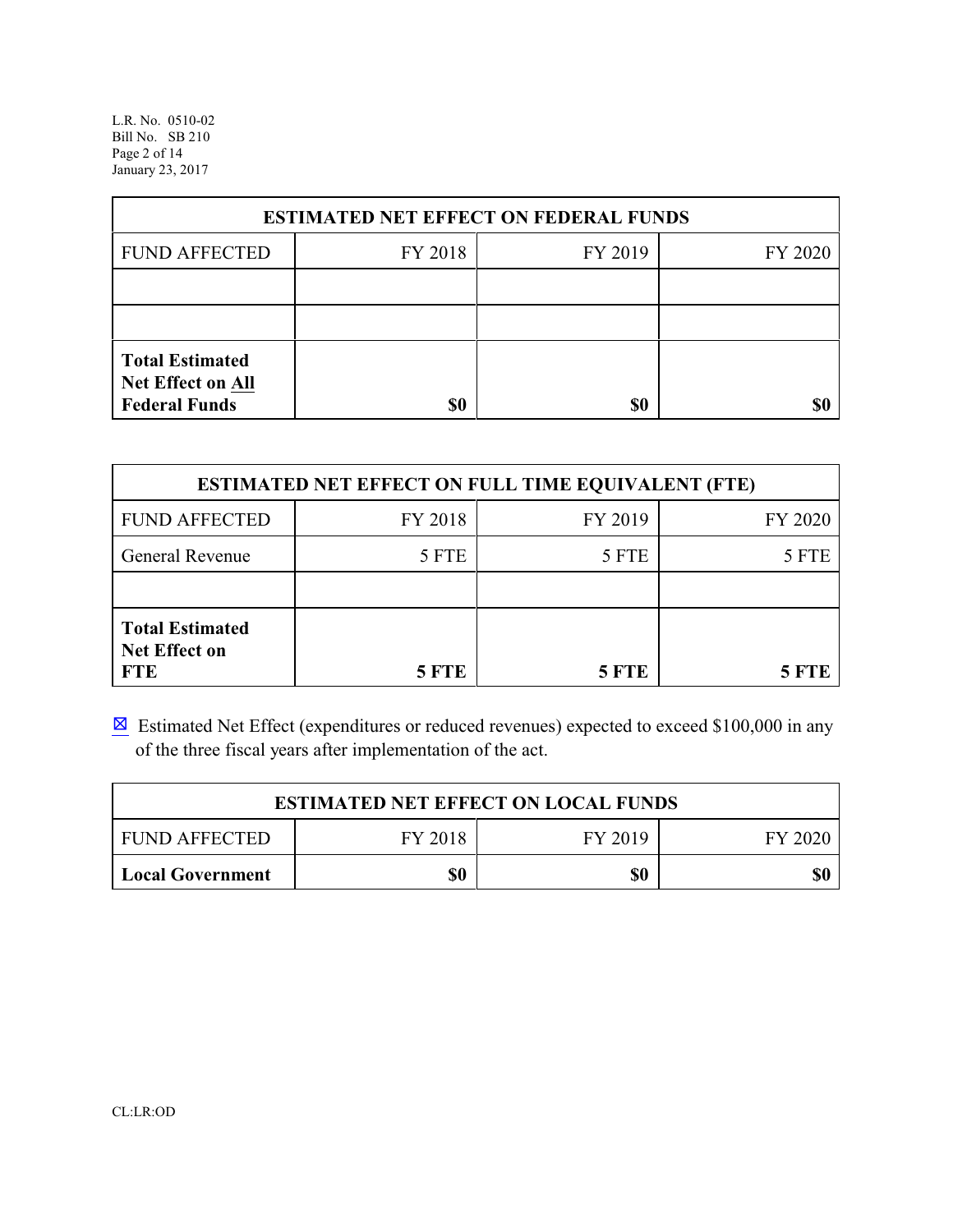| ESTIMATED NET EFFECT ON FEDERAL FUNDS | | | |
|---|---|---|---|
| FUND AFFECTED | FY 2018 | FY 2019 | FY 2020 |
| | | | |
| | | | |
| **Total Estimated Net Effect on All Federal Funds** | **$0** | **$0** | **$0** |

| ESTIMATED NET EFFECT ON FULL TIME EQUIVALENT (FTE) | | | |
|---|---|---|---|
| FUND AFFECTED | FY 2018 | FY 2019 | FY 2020 |
| General Revenue | 5 FTE | 5 FTE | 5 FTE |
| | | | |
| **Total Estimated Net Effect on FTE** | **5 FTE** | **5 FTE** | **5 FTE** |

☒ Estimated Net Effect (expenditures or reduced revenues) expected to exceed $100,000 in any of the three fiscal years after implementation of the act.

| ESTIMATED NET EFFECT ON LOCAL FUNDS | | | |
|---|---|---|---|
| FUND AFFECTED | FY 2018 | FY 2019 | FY 2020 |
| **Local Government** | **$0** | **$0** | **$0** |

CL:LR:OD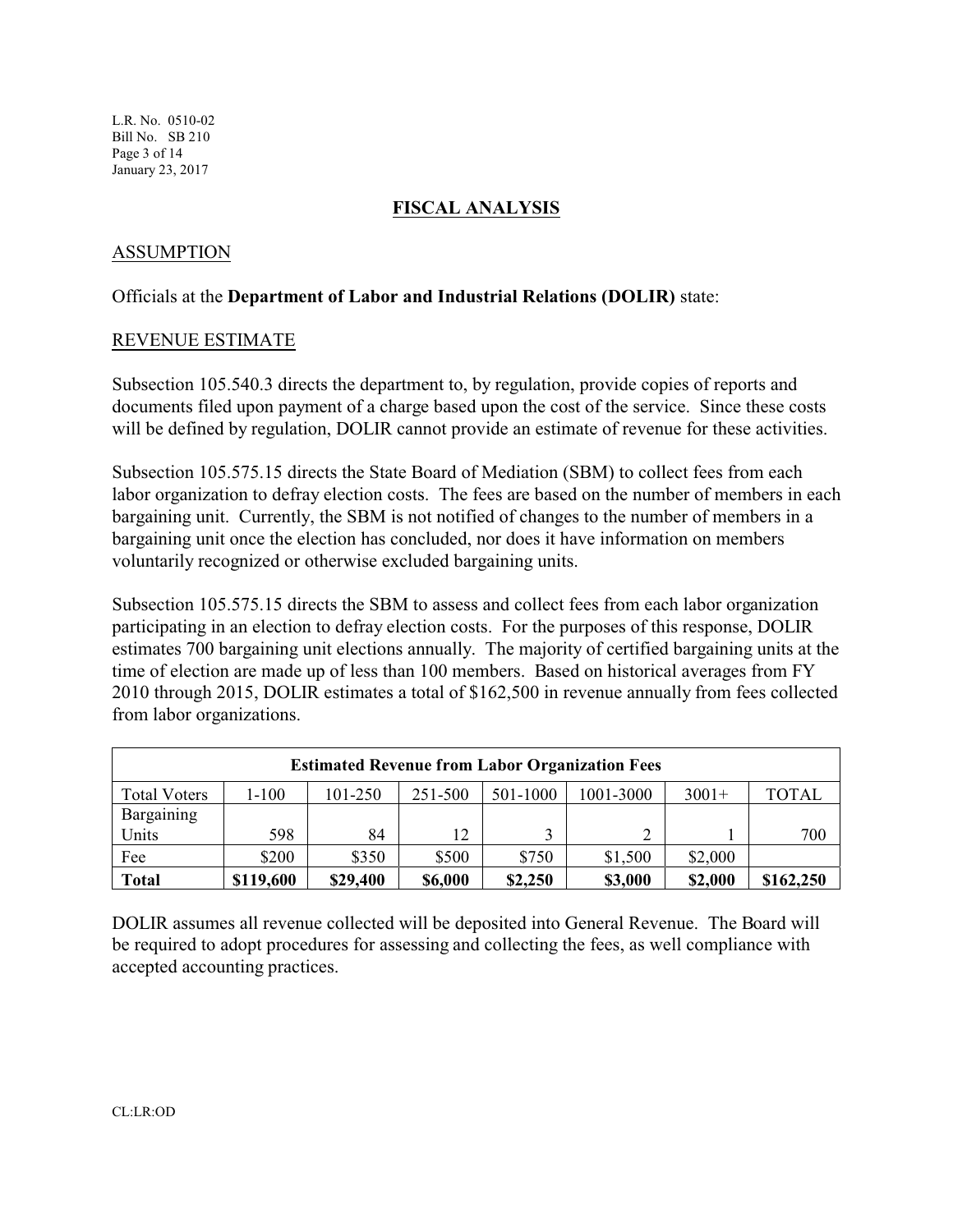## FISCAL ANALYSIS

### ASSUMPTION

Officials at the **Department of Labor and Industrial Relations (DOLIR)** state:

REVENUE ESTIMATE

Subsection 105.540.3 directs the department to, by regulation, provide copies of reports and documents filed upon payment of a charge based upon the cost of the service. Since these costs will be defined by regulation, DOLIR cannot provide an estimate of revenue for these activities.

Subsection 105.575.15 directs the State Board of Mediation (SBM) to collect fees from each labor organization to defray election costs. The fees are based on the number of members in each bargaining unit. Currently, the SBM is not notified of changes to the number of members in a bargaining unit once the election has concluded, nor does it have information on members voluntarily recognized or otherwise excluded bargaining units.

Subsection 105.575.15 directs the SBM to assess and collect fees from each labor organization participating in an election to defray election costs. For the purposes of this response, DOLIR estimates 700 bargaining unit elections annually. The majority of certified bargaining units at the time of election are made up of less than 100 members. Based on historical averages from FY 2010 through 2015, DOLIR estimates a total of $162,500 in revenue annually from fees collected from labor organizations.

| Estimated Revenue from Labor Organization Fees | | | | | | | |
|---|---|---|---|---|---|---|---|
| Total Voters | 1-100 | 101-250 | 251-500 | 501-1000 | 1001-3000 | 3001+ | TOTAL |
| Bargaining Units | 598 | 84 | 12 | 3 | 2 | 1 | 700 |
| Fee | $200 | $350 | $500 | $750 | $1,500 | $2,000 | |
| **Total** | **$119,600** | **$29,400** | **$6,000** | **$2,250** | **$3,000** | **$2,000** | **$162,250** |

DOLIR assumes all revenue collected will be deposited into General Revenue. The Board will be required to adopt procedures for assessing and collecting the fees, as well compliance with accepted accounting practices.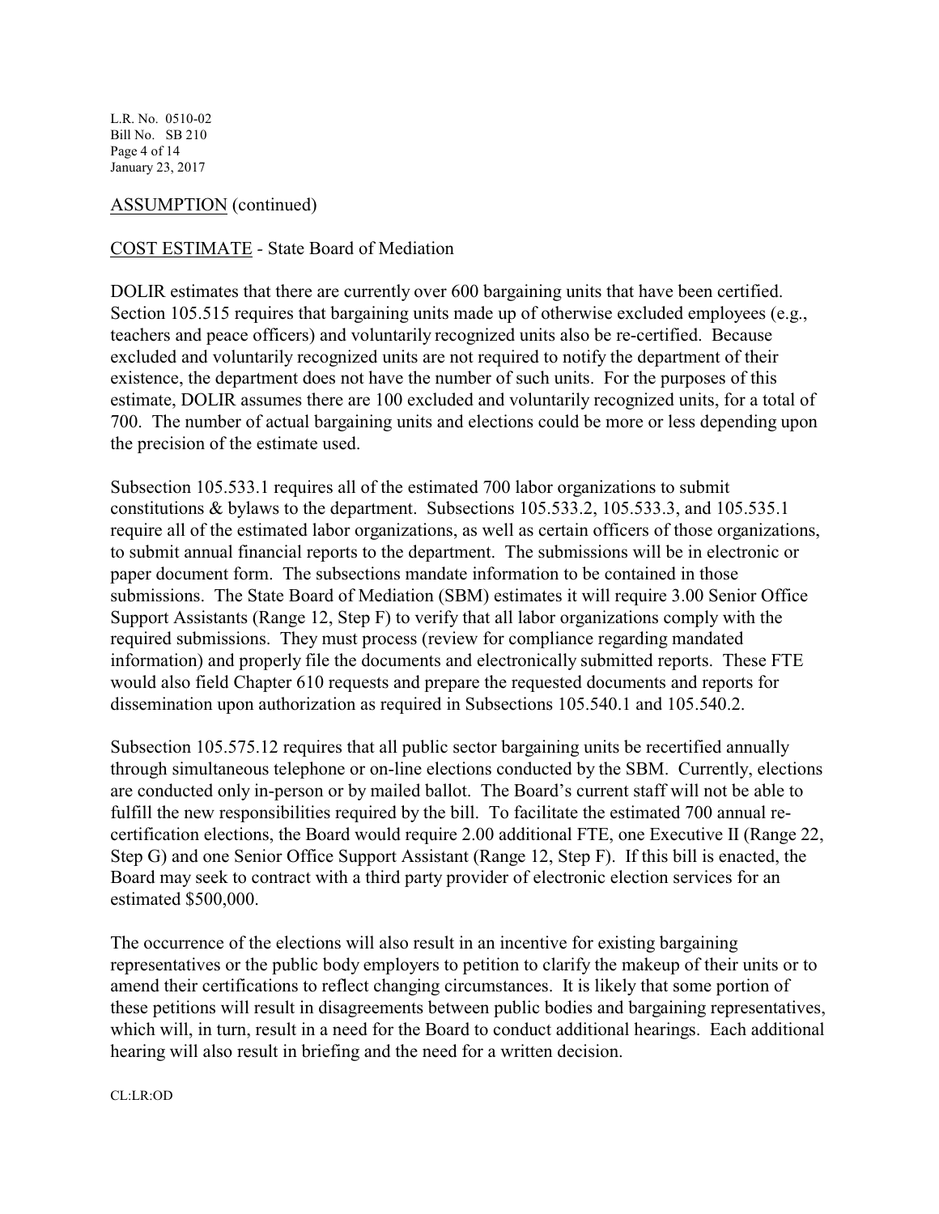ASSUMPTION (continued)

COST ESTIMATE - State Board of Mediation

DOLIR estimates that there are currently over 600 bargaining units that have been certified. Section 105.515 requires that bargaining units made up of otherwise excluded employees (e.g., teachers and peace officers) and voluntarily recognized units also be re-certified. Because excluded and voluntarily recognized units are not required to notify the department of their existence, the department does not have the number of such units. For the purposes of this estimate, DOLIR assumes there are 100 excluded and voluntarily recognized units, for a total of 700. The number of actual bargaining units and elections could be more or less depending upon the precision of the estimate used.

Subsection 105.533.1 requires all of the estimated 700 labor organizations to submit constitutions & bylaws to the department. Subsections 105.533.2, 105.533.3, and 105.535.1 require all of the estimated labor organizations, as well as certain officers of those organizations, to submit annual financial reports to the department. The submissions will be in electronic or paper document form. The subsections mandate information to be contained in those submissions. The State Board of Mediation (SBM) estimates it will require 3.00 Senior Office Support Assistants (Range 12, Step F) to verify that all labor organizations comply with the required submissions. They must process (review for compliance regarding mandated information) and properly file the documents and electronically submitted reports. These FTE would also field Chapter 610 requests and prepare the requested documents and reports for dissemination upon authorization as required in Subsections 105.540.1 and 105.540.2.

Subsection 105.575.12 requires that all public sector bargaining units be recertified annually through simultaneous telephone or on-line elections conducted by the SBM. Currently, elections are conducted only in-person or by mailed ballot. The Board's current staff will not be able to fulfill the new responsibilities required by the bill. To facilitate the estimated 700 annual re-certification elections, the Board would require 2.00 additional FTE, one Executive II (Range 22, Step G) and one Senior Office Support Assistant (Range 12, Step F). If this bill is enacted, the Board may seek to contract with a third party provider of electronic election services for an estimated $500,000.

The occurrence of the elections will also result in an incentive for existing bargaining representatives or the public body employers to petition to clarify the makeup of their units or to amend their certifications to reflect changing circumstances. It is likely that some portion of these petitions will result in disagreements between public bodies and bargaining representatives, which will, in turn, result in a need for the Board to conduct additional hearings. Each additional hearing will also result in briefing and the need for a written decision.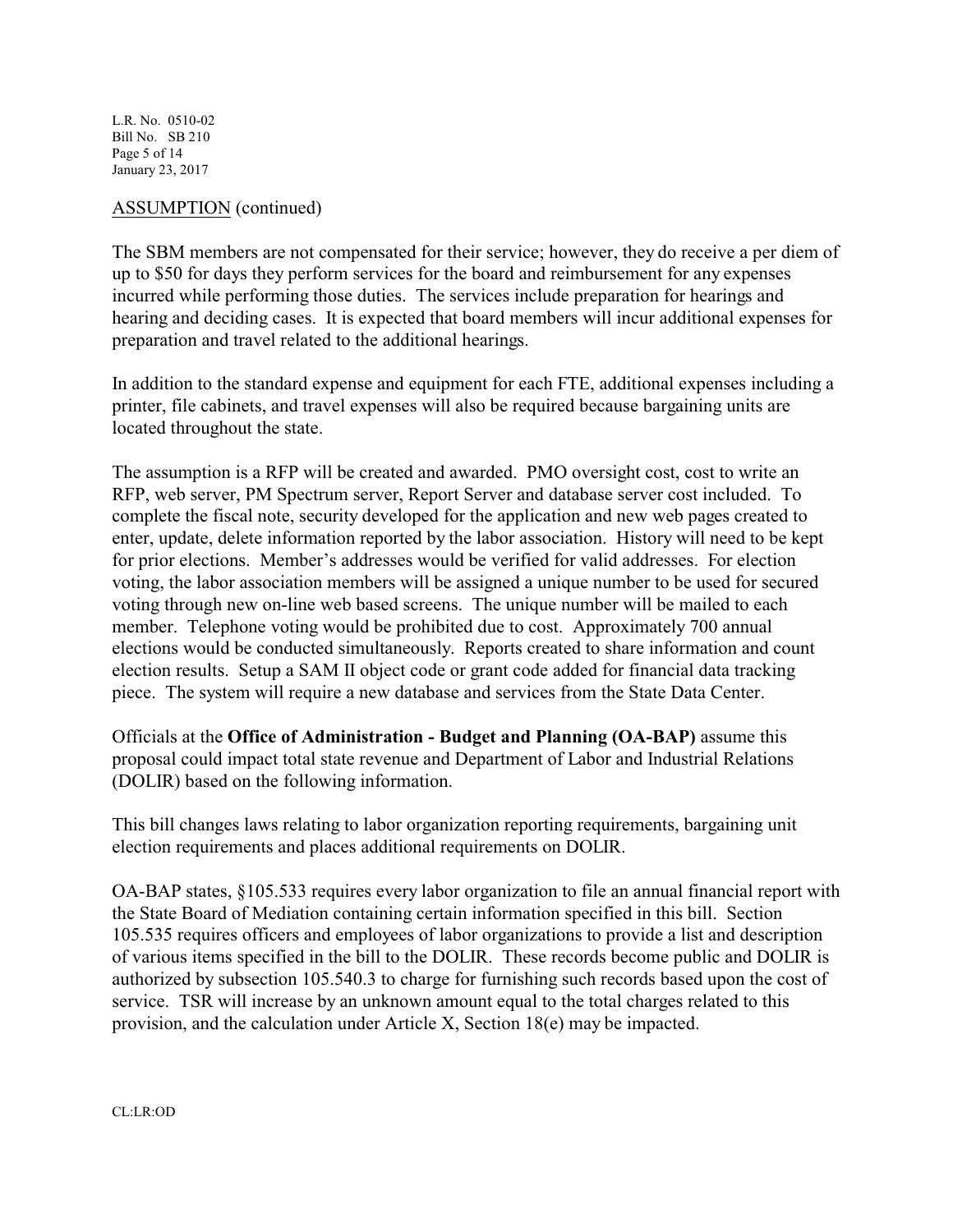ASSUMPTION (continued)

The SBM members are not compensated for their service; however, they do receive a per diem of up to $50 for days they perform services for the board and reimbursement for any expenses incurred while performing those duties. The services include preparation for hearings and hearing and deciding cases. It is expected that board members will incur additional expenses for preparation and travel related to the additional hearings.

In addition to the standard expense and equipment for each FTE, additional expenses including a printer, file cabinets, and travel expenses will also be required because bargaining units are located throughout the state.

The assumption is a RFP will be created and awarded. PMO oversight cost, cost to write an RFP, web server, PM Spectrum server, Report Server and database server cost included. To complete the fiscal note, security developed for the application and new web pages created to enter, update, delete information reported by the labor association. History will need to be kept for prior elections. Member's addresses would be verified for valid addresses. For election voting, the labor association members will be assigned a unique number to be used for secured voting through new on-line web based screens. The unique number will be mailed to each member. Telephone voting would be prohibited due to cost. Approximately 700 annual elections would be conducted simultaneously. Reports created to share information and count election results. Setup a SAM II object code or grant code added for financial data tracking piece. The system will require a new database and services from the State Data Center.

Officials at the **Office of Administration - Budget and Planning (OA-BAP)** assume this proposal could impact total state revenue and Department of Labor and Industrial Relations (DOLIR) based on the following information.

This bill changes laws relating to labor organization reporting requirements, bargaining unit election requirements and places additional requirements on DOLIR.

OA-BAP states, §105.533 requires every labor organization to file an annual financial report with the State Board of Mediation containing certain information specified in this bill. Section 105.535 requires officers and employees of labor organizations to provide a list and description of various items specified in the bill to the DOLIR. These records become public and DOLIR is authorized by subsection 105.540.3 to charge for furnishing such records based upon the cost of service. TSR will increase by an unknown amount equal to the total charges related to this provision, and the calculation under Article X, Section 18(e) may be impacted.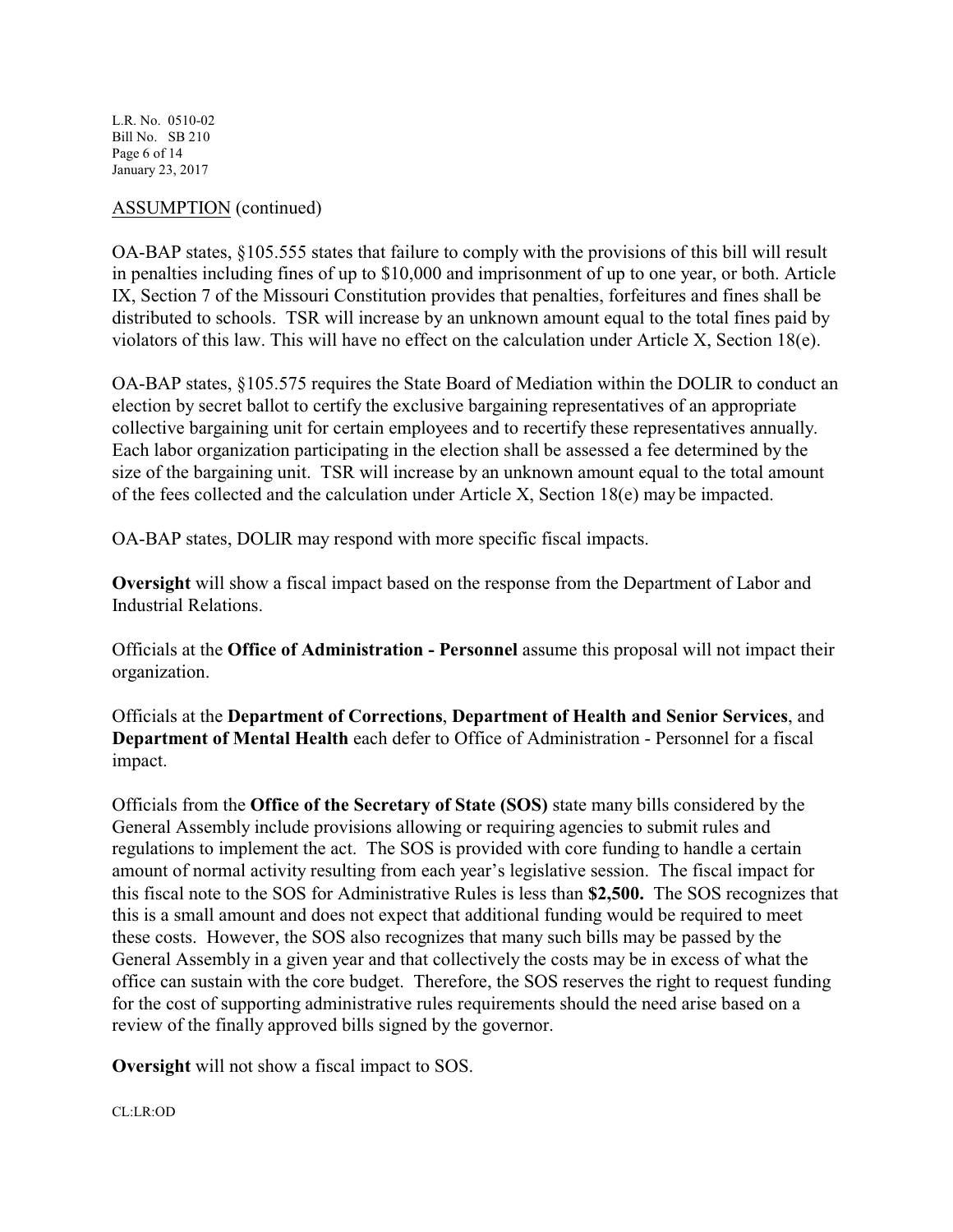ASSUMPTION (continued)

OA-BAP states, §105.555 states that failure to comply with the provisions of this bill will result in penalties including fines of up to $10,000 and imprisonment of up to one year, or both. Article IX, Section 7 of the Missouri Constitution provides that penalties, forfeitures and fines shall be distributed to schools. TSR will increase by an unknown amount equal to the total fines paid by violators of this law. This will have no effect on the calculation under Article X, Section 18(e).

OA-BAP states, §105.575 requires the State Board of Mediation within the DOLIR to conduct an election by secret ballot to certify the exclusive bargaining representatives of an appropriate collective bargaining unit for certain employees and to recertify these representatives annually. Each labor organization participating in the election shall be assessed a fee determined by the size of the bargaining unit. TSR will increase by an unknown amount equal to the total amount of the fees collected and the calculation under Article X, Section 18(e) may be impacted.

OA-BAP states, DOLIR may respond with more specific fiscal impacts.

**Oversight** will show a fiscal impact based on the response from the Department of Labor and Industrial Relations.

Officials at the **Office of Administration - Personnel** assume this proposal will not impact their organization.

Officials at the **Department of Corrections**, **Department of Health and Senior Services**, and **Department of Mental Health** each defer to Office of Administration - Personnel for a fiscal impact.

Officials from the **Office of the Secretary of State (SOS)** state many bills considered by the General Assembly include provisions allowing or requiring agencies to submit rules and regulations to implement the act. The SOS is provided with core funding to handle a certain amount of normal activity resulting from each year's legislative session. The fiscal impact for this fiscal note to the SOS for Administrative Rules is less than **$2,500.** The SOS recognizes that this is a small amount and does not expect that additional funding would be required to meet these costs. However, the SOS also recognizes that many such bills may be passed by the General Assembly in a given year and that collectively the costs may be in excess of what the office can sustain with the core budget. Therefore, the SOS reserves the right to request funding for the cost of supporting administrative rules requirements should the need arise based on a review of the finally approved bills signed by the governor.

**Oversight** will not show a fiscal impact to SOS.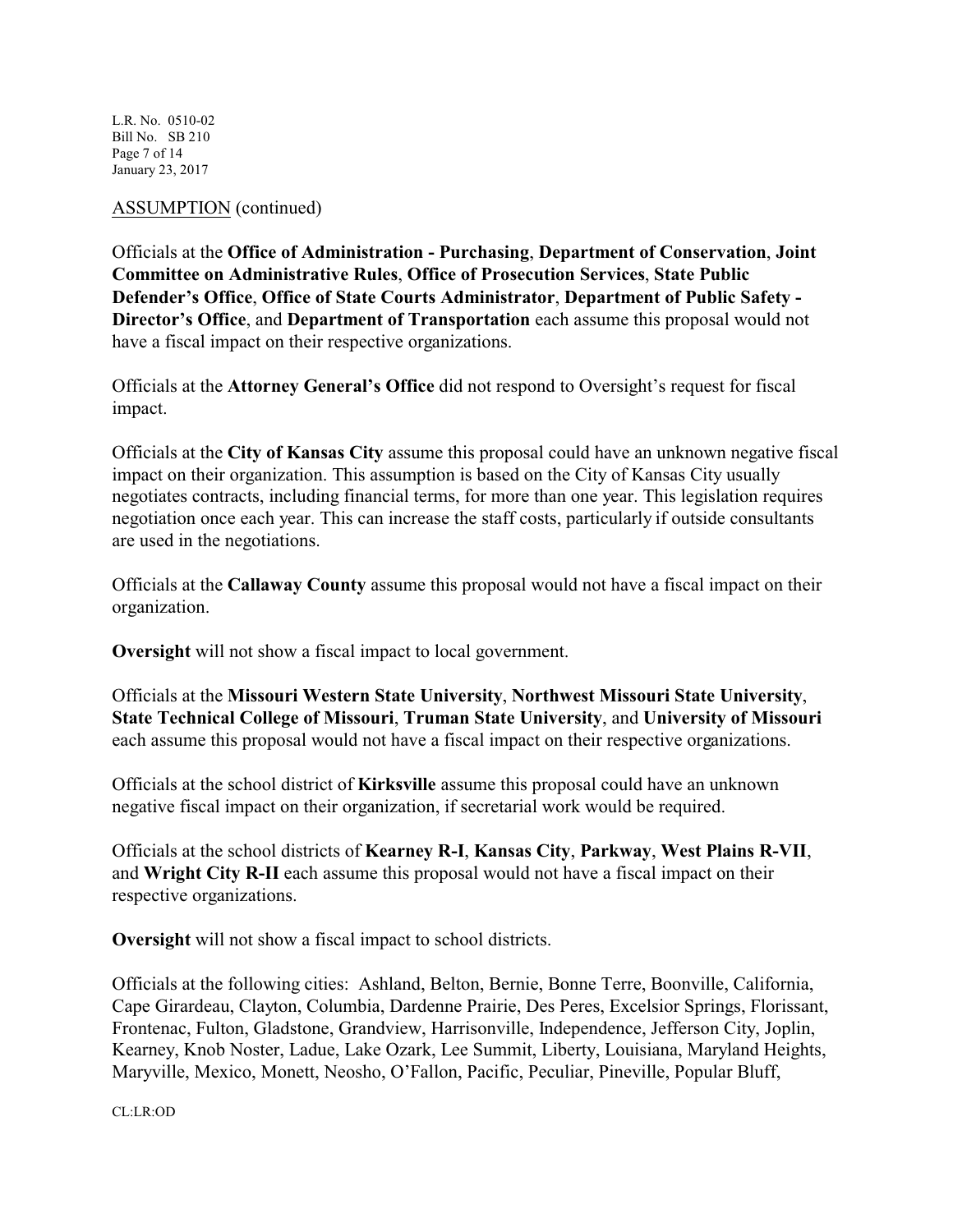ASSUMPTION (continued)

Officials at the **Office of Administration - Purchasing**, **Department of Conservation**, **Joint Committee on Administrative Rules**, **Office of Prosecution Services**, **State Public Defender's Office**, **Office of State Courts Administrator**, **Department of Public Safety - Director's Office**, and **Department of Transportation** each assume this proposal would not have a fiscal impact on their respective organizations.

Officials at the **Attorney General's Office** did not respond to Oversight's request for fiscal impact.

Officials at the **City of Kansas City** assume this proposal could have an unknown negative fiscal impact on their organization. This assumption is based on the City of Kansas City usually negotiates contracts, including financial terms, for more than one year. This legislation requires negotiation once each year. This can increase the staff costs, particularly if outside consultants are used in the negotiations.

Officials at the **Callaway County** assume this proposal would not have a fiscal impact on their organization.

**Oversight** will not show a fiscal impact to local government.

Officials at the **Missouri Western State University**, **Northwest Missouri State University**, **State Technical College of Missouri**, **Truman State University**, and **University of Missouri** each assume this proposal would not have a fiscal impact on their respective organizations.

Officials at the school district of **Kirksville** assume this proposal could have an unknown negative fiscal impact on their organization, if secretarial work would be required.

Officials at the school districts of **Kearney R-I**, **Kansas City**, **Parkway**, **West Plains R-VII**, and **Wright City R-II** each assume this proposal would not have a fiscal impact on their respective organizations.

**Oversight** will not show a fiscal impact to school districts.

Officials at the following cities: Ashland, Belton, Bernie, Bonne Terre, Boonville, California, Cape Girardeau, Clayton, Columbia, Dardenne Prairie, Des Peres, Excelsior Springs, Florissant, Frontenac, Fulton, Gladstone, Grandview, Harrisonville, Independence, Jefferson City, Joplin, Kearney, Knob Noster, Ladue, Lake Ozark, Lee Summit, Liberty, Louisiana, Maryland Heights, Maryville, Mexico, Monett, Neosho, O'Fallon, Pacific, Peculiar, Pineville, Popular Bluff,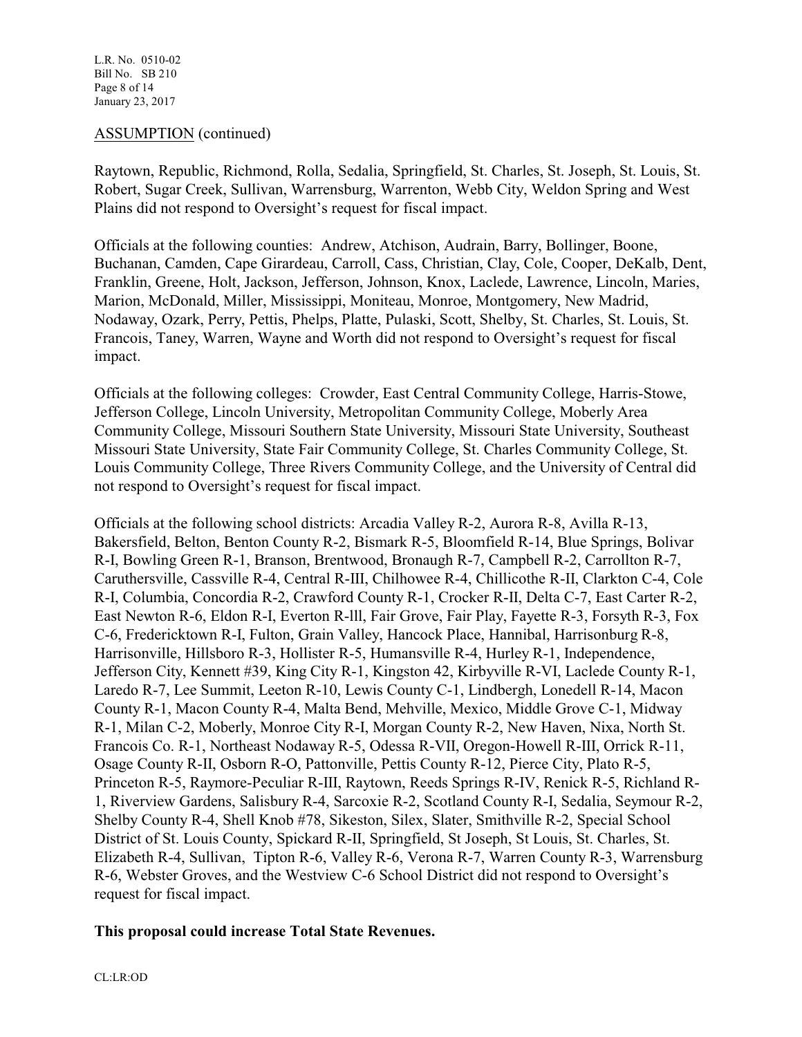ASSUMPTION (continued)

Raytown, Republic, Richmond, Rolla, Sedalia, Springfield, St. Charles, St. Joseph, St. Louis, St. Robert, Sugar Creek, Sullivan, Warrensburg, Warrenton, Webb City, Weldon Spring and West Plains did not respond to Oversight's request for fiscal impact.

Officials at the following counties: Andrew, Atchison, Audrain, Barry, Bollinger, Boone, Buchanan, Camden, Cape Girardeau, Carroll, Cass, Christian, Clay, Cole, Cooper, DeKalb, Dent, Franklin, Greene, Holt, Jackson, Jefferson, Johnson, Knox, Laclede, Lawrence, Lincoln, Maries, Marion, McDonald, Miller, Mississippi, Moniteau, Monroe, Montgomery, New Madrid, Nodaway, Ozark, Perry, Pettis, Phelps, Platte, Pulaski, Scott, Shelby, St. Charles, St. Louis, St. Francois, Taney, Warren, Wayne and Worth did not respond to Oversight's request for fiscal impact.

Officials at the following colleges: Crowder, East Central Community College, Harris-Stowe, Jefferson College, Lincoln University, Metropolitan Community College, Moberly Area Community College, Missouri Southern State University, Missouri State University, Southeast Missouri State University, State Fair Community College, St. Charles Community College, St. Louis Community College, Three Rivers Community College, and the University of Central did not respond to Oversight's request for fiscal impact.

Officials at the following school districts: Arcadia Valley R-2, Aurora R-8, Avilla R-13, Bakersfield, Belton, Benton County R-2, Bismark R-5, Bloomfield R-14, Blue Springs, Bolivar R-I, Bowling Green R-1, Branson, Brentwood, Bronaugh R-7, Campbell R-2, Carrollton R-7, Caruthersville, Cassville R-4, Central R-III, Chilhowee R-4, Chillicothe R-II, Clarkton C-4, Cole R-I, Columbia, Concordia R-2, Crawford County R-1, Crocker R-II, Delta C-7, East Carter R-2, East Newton R-6, Eldon R-I, Everton R-lll, Fair Grove, Fair Play, Fayette R-3, Forsyth R-3, Fox C-6, Fredericktown R-I, Fulton, Grain Valley, Hancock Place, Hannibal, Harrisonburg R-8, Harrisonville, Hillsboro R-3, Hollister R-5, Humansville R-4, Hurley R-1, Independence, Jefferson City, Kennett #39, King City R-1, Kingston 42, Kirbyville R-VI, Laclede County R-1, Laredo R-7, Lee Summit, Leeton R-10, Lewis County C-1, Lindbergh, Lonedell R-14, Macon County R-1, Macon County R-4, Malta Bend, Mehville, Mexico, Middle Grove C-1, Midway R-1, Milan C-2, Moberly, Monroe City R-I, Morgan County R-2, New Haven, Nixa, North St. Francois Co. R-1, Northeast Nodaway R-5, Odessa R-VII, Oregon-Howell R-III, Orrick R-11, Osage County R-II, Osborn R-O, Pattonville, Pettis County R-12, Pierce City, Plato R-5, Princeton R-5, Raymore-Peculiar R-III, Raytown, Reeds Springs R-IV, Renick R-5, Richland R-1, Riverview Gardens, Salisbury R-4, Sarcoxie R-2, Scotland County R-I, Sedalia, Seymour R-2, Shelby County R-4, Shell Knob #78, Sikeston, Silex, Slater, Smithville R-2, Special School District of St. Louis County, Spickard R-II, Springfield, St Joseph, St Louis, St. Charles, St. Elizabeth R-4, Sullivan, Tipton R-6, Valley R-6, Verona R-7, Warren County R-3, Warrensburg R-6, Webster Groves, and the Westview C-6 School District did not respond to Oversight's request for fiscal impact.

**This proposal could increase Total State Revenues.**

CL:LR:OD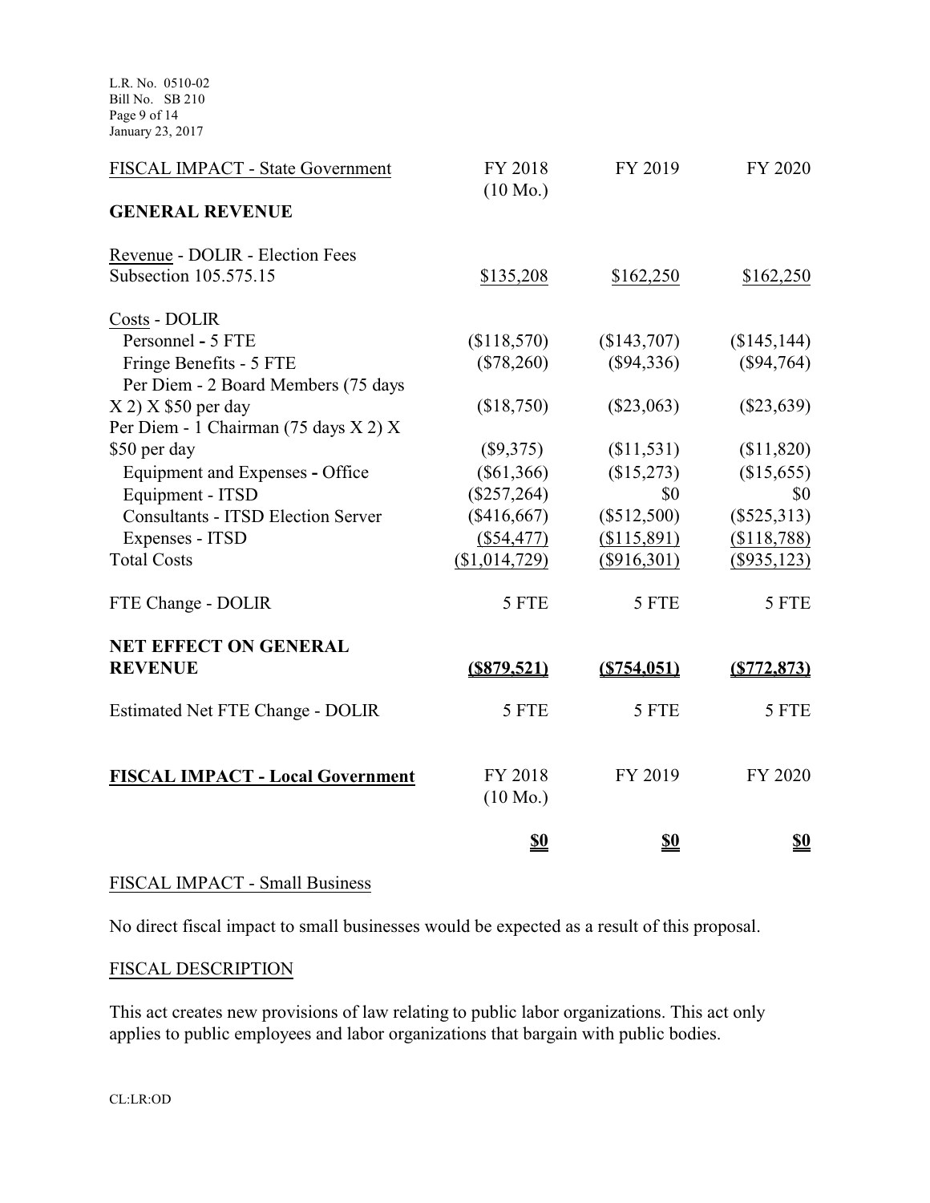| FISCAL IMPACT - State Government | FY 2018 (10 Mo.) | FY 2019 | FY 2020 |
|---|---|---|---|
| **GENERAL REVENUE** | | | |
| Revenue - DOLIR - Election Fees Subsection 105.575.15 | $135,208 | $162,250 | $162,250 |
| Costs - DOLIR | | | |
| Personnel - 5 FTE | ($118,570) | ($143,707) | ($145,144) |
| Fringe Benefits - 5 FTE | ($78,260) | ($94,336) | ($94,764) |
| Per Diem - 2 Board Members (75 days X 2) X $50 per day | ($18,750) | ($23,063) | ($23,639) |
| Per Diem - 1 Chairman (75 days X 2) X $50 per day | ($9,375) | ($11,531) | ($11,820) |
| Equipment and Expenses - Office | ($61,366) | ($15,273) | ($15,655) |
| Equipment - ITSD | ($257,264) | $0 | $0 |
| Consultants - ITSD Election Server | ($416,667) | ($512,500) | ($525,313) |
| Expenses - ITSD | ($54,477) | ($115,891) | ($118,788) |
| Total Costs | ($1,014,729) | ($916,301) | ($935,123) |
| FTE Change - DOLIR | 5 FTE | 5 FTE | 5 FTE |
| **NET EFFECT ON GENERAL REVENUE** | **($879,521)** | **($754,051)** | **($772,873)** |
| Estimated Net FTE Change - DOLIR | 5 FTE | 5 FTE | 5 FTE |

| **FISCAL IMPACT - Local Government** | FY 2018 (10 Mo.) | FY 2019 | FY 2020 |
|---|---|---|---|
| | **$0** | **$0** | **$0** |

FISCAL IMPACT - Small Business

No direct fiscal impact to small businesses would be expected as a result of this proposal.

FISCAL DESCRIPTION

This act creates new provisions of law relating to public labor organizations. This act only applies to public employees and labor organizations that bargain with public bodies.

CL:LR:OD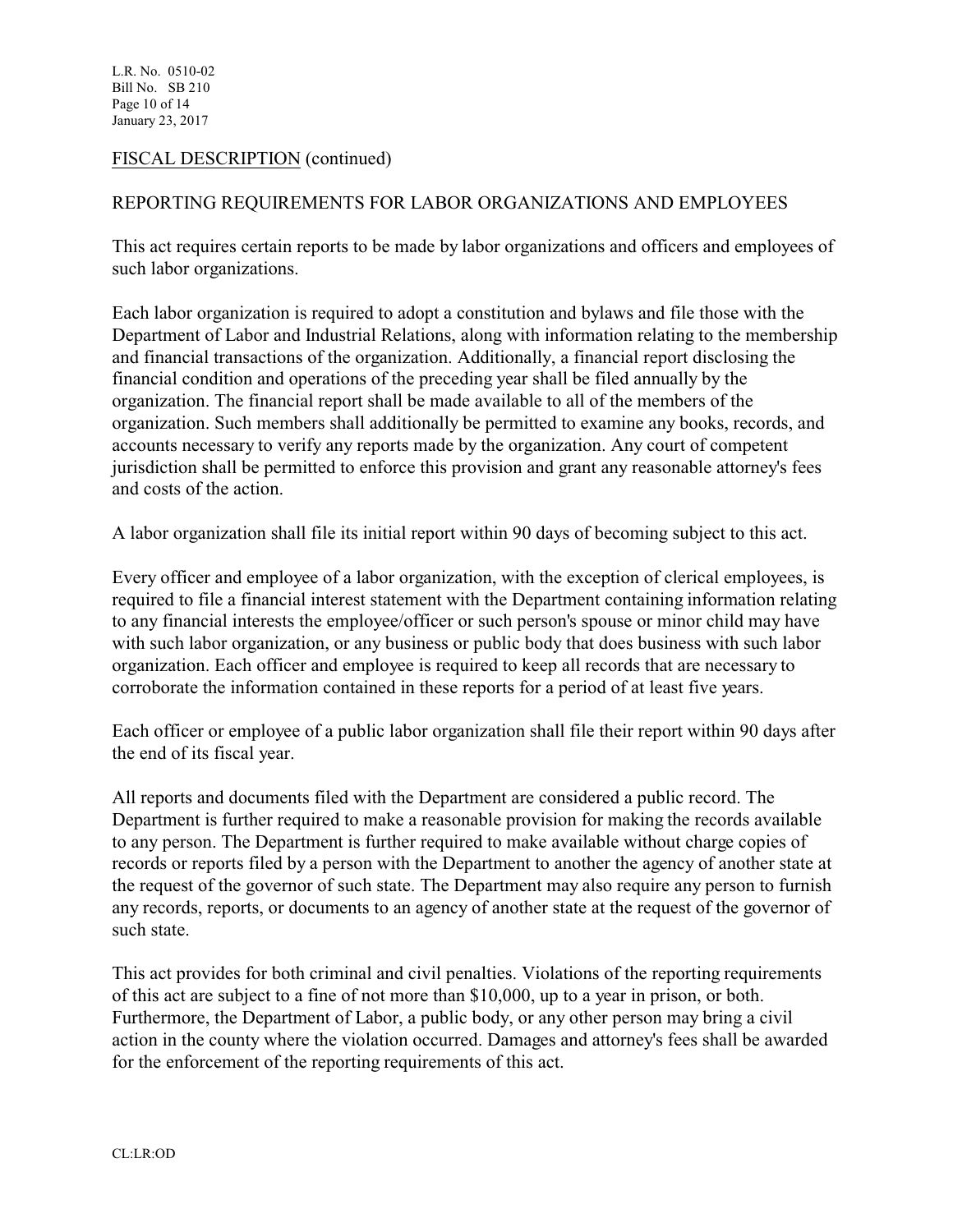FISCAL DESCRIPTION (continued)

REPORTING REQUIREMENTS FOR LABOR ORGANIZATIONS AND EMPLOYEES

This act requires certain reports to be made by labor organizations and officers and employees of such labor organizations.

Each labor organization is required to adopt a constitution and bylaws and file those with the Department of Labor and Industrial Relations, along with information relating to the membership and financial transactions of the organization. Additionally, a financial report disclosing the financial condition and operations of the preceding year shall be filed annually by the organization. The financial report shall be made available to all of the members of the organization. Such members shall additionally be permitted to examine any books, records, and accounts necessary to verify any reports made by the organization. Any court of competent jurisdiction shall be permitted to enforce this provision and grant any reasonable attorney's fees and costs of the action.

A labor organization shall file its initial report within 90 days of becoming subject to this act.

Every officer and employee of a labor organization, with the exception of clerical employees, is required to file a financial interest statement with the Department containing information relating to any financial interests the employee/officer or such person's spouse or minor child may have with such labor organization, or any business or public body that does business with such labor organization. Each officer and employee is required to keep all records that are necessary to corroborate the information contained in these reports for a period of at least five years.

Each officer or employee of a public labor organization shall file their report within 90 days after the end of its fiscal year.

All reports and documents filed with the Department are considered a public record. The Department is further required to make a reasonable provision for making the records available to any person. The Department is further required to make available without charge copies of records or reports filed by a person with the Department to another the agency of another state at the request of the governor of such state. The Department may also require any person to furnish any records, reports, or documents to an agency of another state at the request of the governor of such state.

This act provides for both criminal and civil penalties. Violations of the reporting requirements of this act are subject to a fine of not more than $10,000, up to a year in prison, or both. Furthermore, the Department of Labor, a public body, or any other person may bring a civil action in the county where the violation occurred. Damages and attorney's fees shall be awarded for the enforcement of the reporting requirements of this act.

CL:LR:OD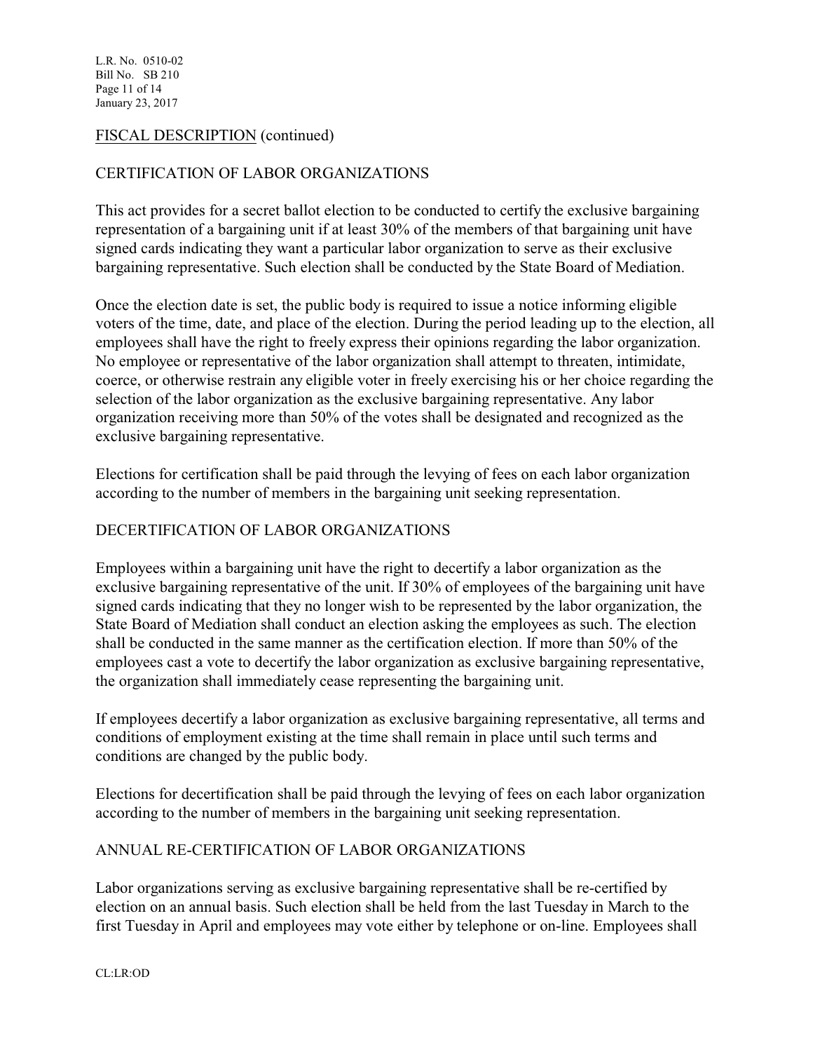## FISCAL DESCRIPTION (continued)

### CERTIFICATION OF LABOR ORGANIZATIONS

This act provides for a secret ballot election to be conducted to certify the exclusive bargaining representation of a bargaining unit if at least 30% of the members of that bargaining unit have signed cards indicating they want a particular labor organization to serve as their exclusive bargaining representative. Such election shall be conducted by the State Board of Mediation.

Once the election date is set, the public body is required to issue a notice informing eligible voters of the time, date, and place of the election. During the period leading up to the election, all employees shall have the right to freely express their opinions regarding the labor organization. No employee or representative of the labor organization shall attempt to threaten, intimidate, coerce, or otherwise restrain any eligible voter in freely exercising his or her choice regarding the selection of the labor organization as the exclusive bargaining representative. Any labor organization receiving more than 50% of the votes shall be designated and recognized as the exclusive bargaining representative.

Elections for certification shall be paid through the levying of fees on each labor organization according to the number of members in the bargaining unit seeking representation.

### DECERTIFICATION OF LABOR ORGANIZATIONS

Employees within a bargaining unit have the right to decertify a labor organization as the exclusive bargaining representative of the unit. If 30% of employees of the bargaining unit have signed cards indicating that they no longer wish to be represented by the labor organization, the State Board of Mediation shall conduct an election asking the employees as such. The election shall be conducted in the same manner as the certification election. If more than 50% of the employees cast a vote to decertify the labor organization as exclusive bargaining representative, the organization shall immediately cease representing the bargaining unit.

If employees decertify a labor organization as exclusive bargaining representative, all terms and conditions of employment existing at the time shall remain in place until such terms and conditions are changed by the public body.

Elections for decertification shall be paid through the levying of fees on each labor organization according to the number of members in the bargaining unit seeking representation.

### ANNUAL RE-CERTIFICATION OF LABOR ORGANIZATIONS

Labor organizations serving as exclusive bargaining representative shall be re-certified by election on an annual basis. Such election shall be held from the last Tuesday in March to the first Tuesday in April and employees may vote either by telephone or on-line. Employees shall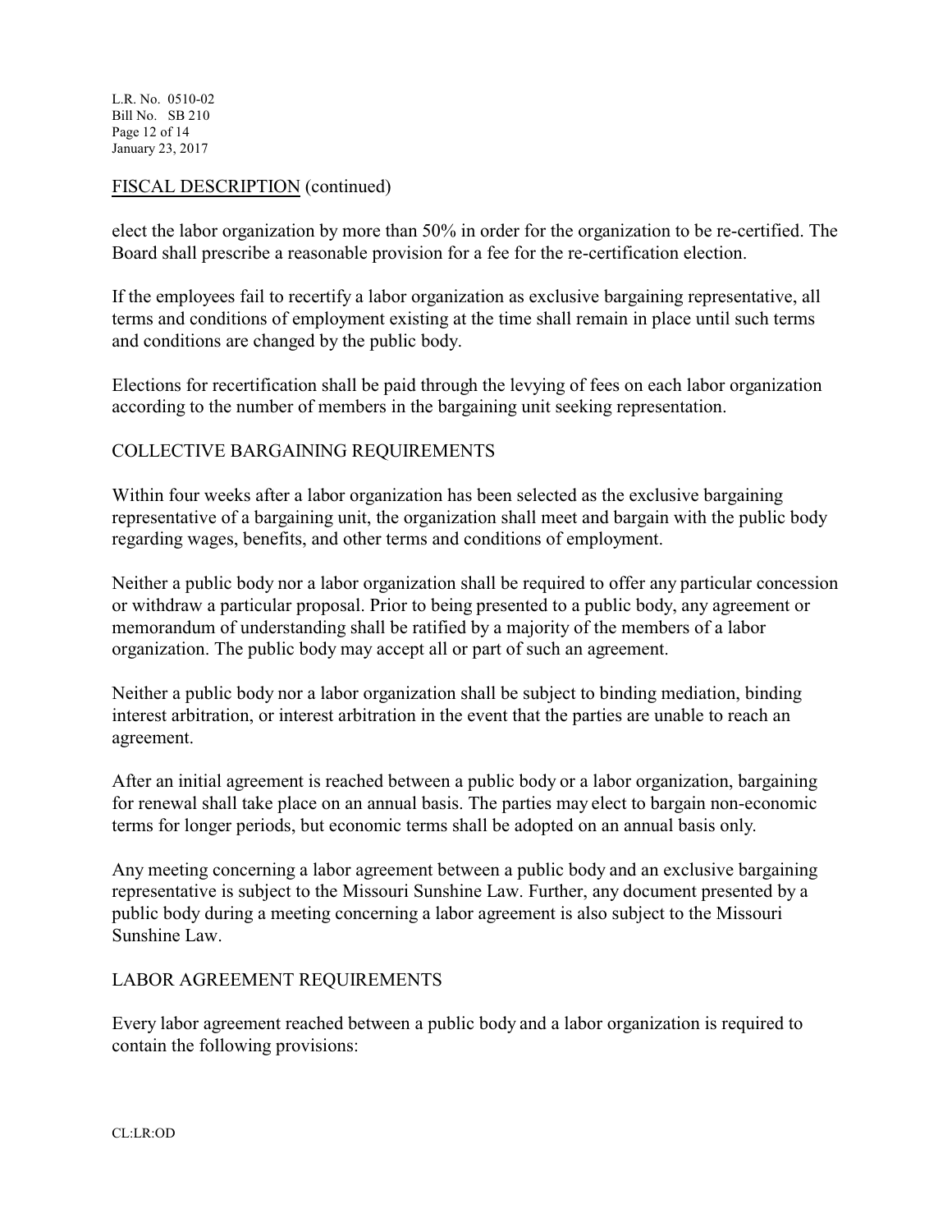## FISCAL DESCRIPTION (continued)

elect the labor organization by more than 50% in order for the organization to be re-certified. The Board shall prescribe a reasonable provision for a fee for the re-certification election.

If the employees fail to recertify a labor organization as exclusive bargaining representative, all terms and conditions of employment existing at the time shall remain in place until such terms and conditions are changed by the public body.

Elections for recertification shall be paid through the levying of fees on each labor organization according to the number of members in the bargaining unit seeking representation.

### COLLECTIVE BARGAINING REQUIREMENTS

Within four weeks after a labor organization has been selected as the exclusive bargaining representative of a bargaining unit, the organization shall meet and bargain with the public body regarding wages, benefits, and other terms and conditions of employment.

Neither a public body nor a labor organization shall be required to offer any particular concession or withdraw a particular proposal. Prior to being presented to a public body, any agreement or memorandum of understanding shall be ratified by a majority of the members of a labor organization. The public body may accept all or part of such an agreement.

Neither a public body nor a labor organization shall be subject to binding mediation, binding interest arbitration, or interest arbitration in the event that the parties are unable to reach an agreement.

After an initial agreement is reached between a public body or a labor organization, bargaining for renewal shall take place on an annual basis. The parties may elect to bargain non-economic terms for longer periods, but economic terms shall be adopted on an annual basis only.

Any meeting concerning a labor agreement between a public body and an exclusive bargaining representative is subject to the Missouri Sunshine Law. Further, any document presented by a public body during a meeting concerning a labor agreement is also subject to the Missouri Sunshine Law.

### LABOR AGREEMENT REQUIREMENTS

Every labor agreement reached between a public body and a labor organization is required to contain the following provisions: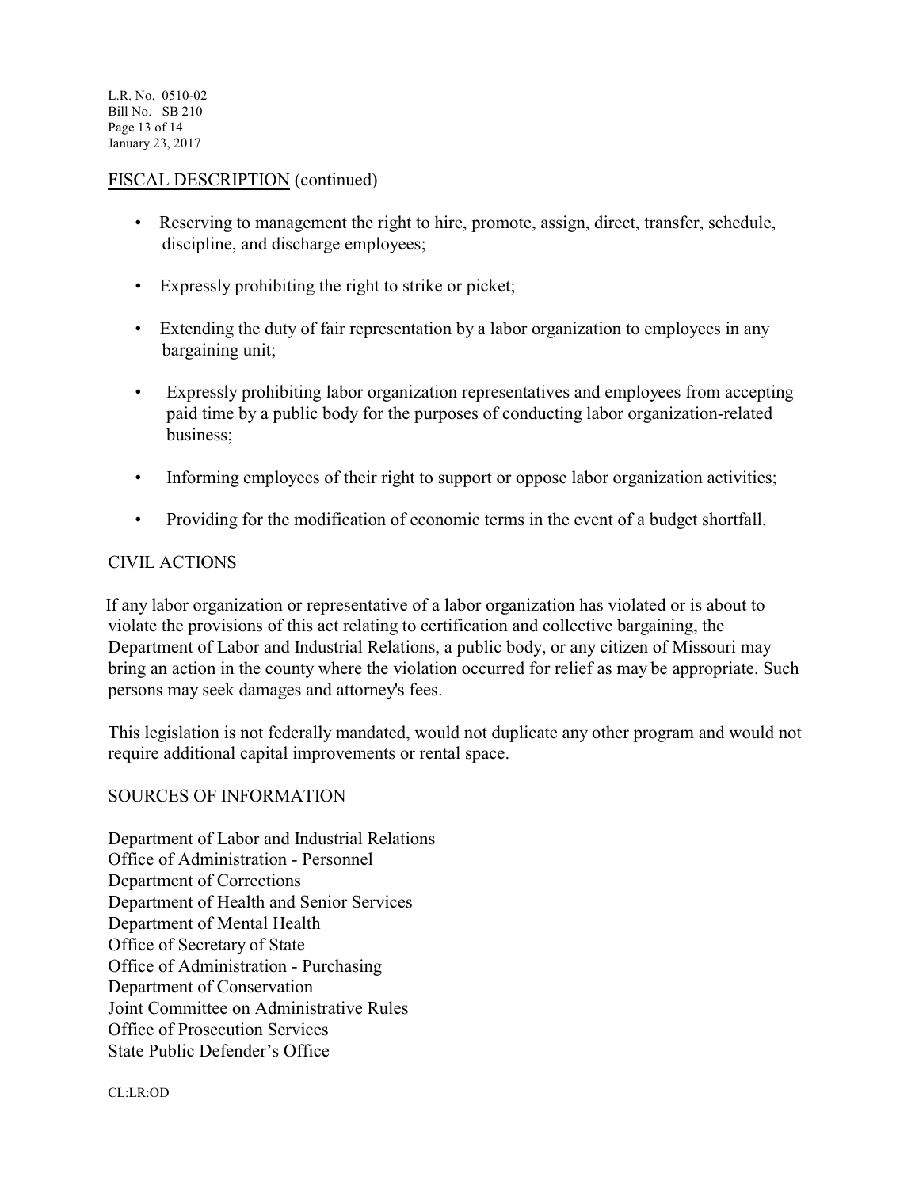FISCAL DESCRIPTION (continued)

- Reserving to management the right to hire, promote, assign, direct, transfer, schedule, discipline, and discharge employees;
- Expressly prohibiting the right to strike or picket;
- Extending the duty of fair representation by a labor organization to employees in any bargaining unit;
- Expressly prohibiting labor organization representatives and employees from accepting paid time by a public body for the purposes of conducting labor organization-related business;
- Informing employees of their right to support or oppose labor organization activities;
- Providing for the modification of economic terms in the event of a budget shortfall.

CIVIL ACTIONS

If any labor organization or representative of a labor organization has violated or is about to violate the provisions of this act relating to certification and collective bargaining, the Department of Labor and Industrial Relations, a public body, or any citizen of Missouri may bring an action in the county where the violation occurred for relief as may be appropriate. Such persons may seek damages and attorney's fees.

This legislation is not federally mandated, would not duplicate any other program and would not require additional capital improvements or rental space.

SOURCES OF INFORMATION

Department of Labor and Industrial Relations
Office of Administration - Personnel
Department of Corrections
Department of Health and Senior Services
Department of Mental Health
Office of Secretary of State
Office of Administration - Purchasing
Department of Conservation
Joint Committee on Administrative Rules
Office of Prosecution Services
State Public Defender's Office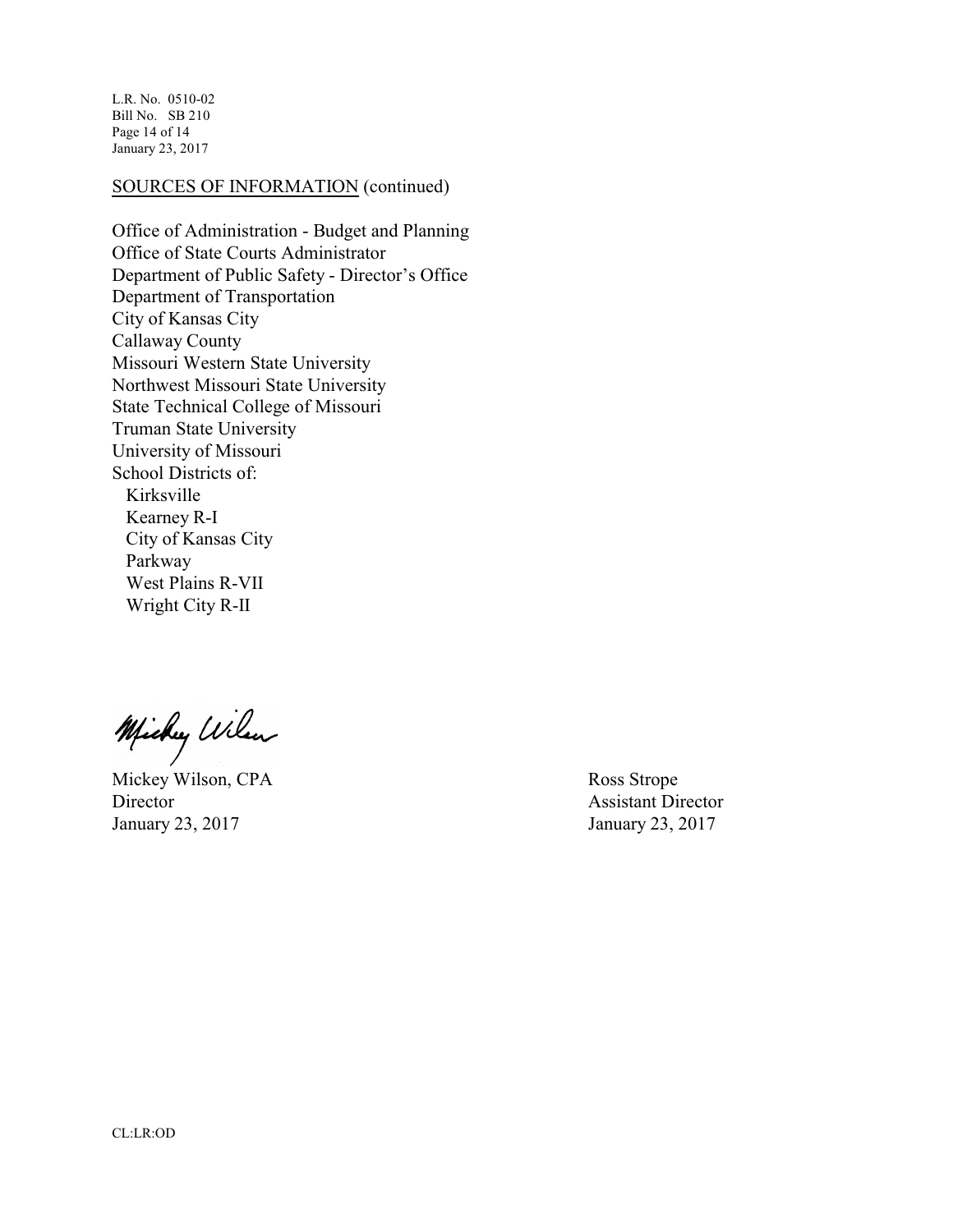SOURCES OF INFORMATION (continued)

Office of Administration - Budget and Planning
Office of State Courts Administrator
Department of Public Safety - Director's Office
Department of Transportation
City of Kansas City
Callaway County
Missouri Western State University
Northwest Missouri State University
State Technical College of Missouri
Truman State University
University of Missouri
School Districts of:
  Kirksville
  Kearney R-I
  City of Kansas City
  Parkway
  West Plains R-VII
  Wright City R-II

Mickey Wilson, CPA
Director
January 23, 2017

Ross Strope
Assistant Director
January 23, 2017

CL:LR:OD